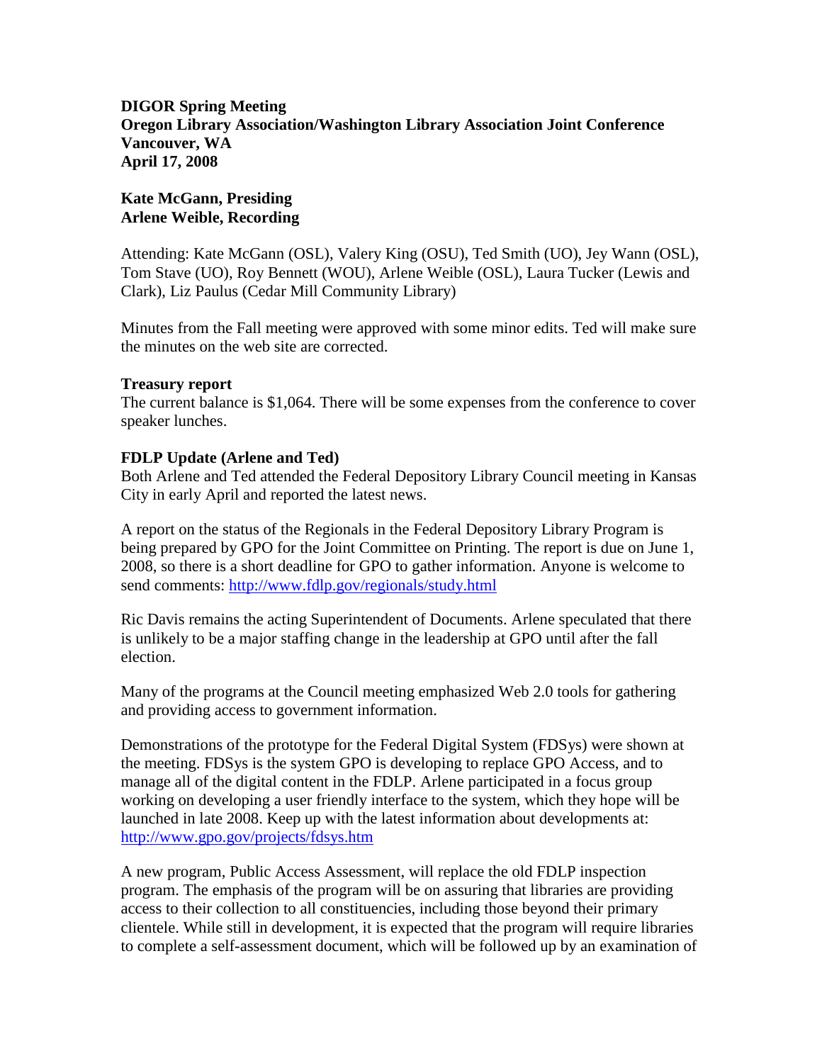**DIGOR Spring Meeting**
**Oregon Library Association/Washington Library Association Joint Conference**
**Vancouver, WA**
**April 17, 2008**

**Kate McGann, Presiding**
**Arlene Weible, Recording**

Attending: Kate McGann (OSL), Valery King (OSU), Ted Smith (UO), Jey Wann (OSL), Tom Stave (UO), Roy Bennett (WOU), Arlene Weible (OSL), Laura Tucker (Lewis and Clark), Liz Paulus (Cedar Mill Community Library)

Minutes from the Fall meeting were approved with some minor edits. Ted will make sure the minutes on the web site are corrected.

**Treasury report**

The current balance is $1,064. There will be some expenses from the conference to cover speaker lunches.

**FDLP Update (Arlene and Ted)**

Both Arlene and Ted attended the Federal Depository Library Council meeting in Kansas City in early April and reported the latest news.

A report on the status of the Regionals in the Federal Depository Library Program is being prepared by GPO for the Joint Committee on Printing. The report is due on June 1, 2008, so there is a short deadline for GPO to gather information. Anyone is welcome to send comments: http://www.fdlp.gov/regionals/study.html

Ric Davis remains the acting Superintendent of Documents. Arlene speculated that there is unlikely to be a major staffing change in the leadership at GPO until after the fall election.

Many of the programs at the Council meeting emphasized Web 2.0 tools for gathering and providing access to government information.

Demonstrations of the prototype for the Federal Digital System (FDSys) were shown at the meeting. FDSys is the system GPO is developing to replace GPO Access, and to manage all of the digital content in the FDLP. Arlene participated in a focus group working on developing a user friendly interface to the system, which they hope will be launched in late 2008. Keep up with the latest information about developments at: http://www.gpo.gov/projects/fdsys.htm

A new program, Public Access Assessment, will replace the old FDLP inspection program. The emphasis of the program will be on assuring that libraries are providing access to their collection to all constituencies, including those beyond their primary clientele. While still in development, it is expected that the program will require libraries to complete a self-assessment document, which will be followed up by an examination of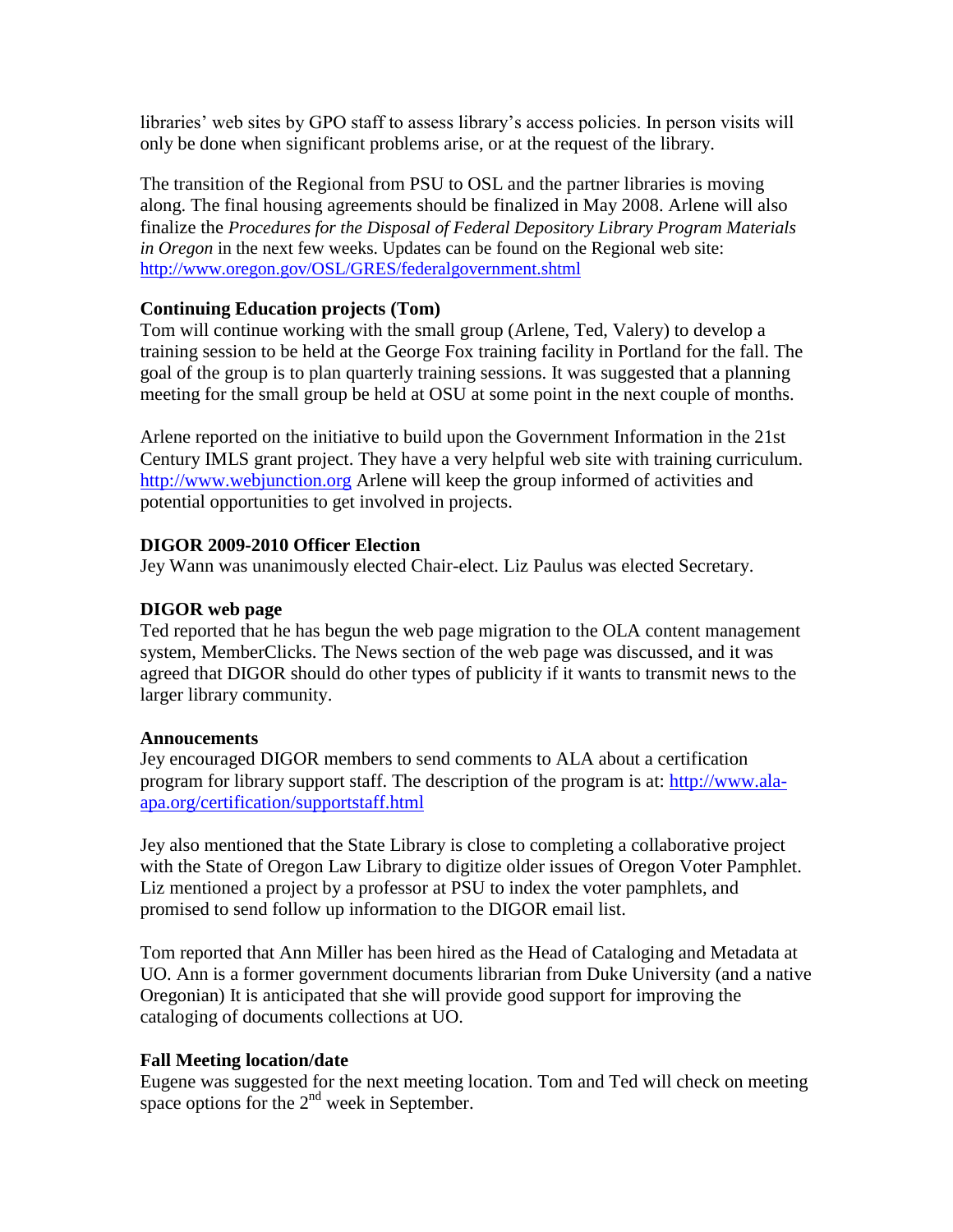libraries' web sites by GPO staff to assess library's access policies. In person visits will only be done when significant problems arise, or at the request of the library.

The transition of the Regional from PSU to OSL and the partner libraries is moving along. The final housing agreements should be finalized in May 2008. Arlene will also finalize the *Procedures for the Disposal of Federal Depository Library Program Materials in Oregon* in the next few weeks. Updates can be found on the Regional web site: http://www.oregon.gov/OSL/GRES/federalgovernment.shtml

**Continuing Education projects (Tom)**

Tom will continue working with the small group (Arlene, Ted, Valery) to develop a training session to be held at the George Fox training facility in Portland for the fall. The goal of the group is to plan quarterly training sessions. It was suggested that a planning meeting for the small group be held at OSU at some point in the next couple of months.

Arlene reported on the initiative to build upon the Government Information in the 21st Century IMLS grant project. They have a very helpful web site with training curriculum. http://www.webjunction.org Arlene will keep the group informed of activities and potential opportunities to get involved in projects.

**DIGOR 2009-2010 Officer Election**

Jey Wann was unanimously elected Chair-elect. Liz Paulus was elected Secretary.

**DIGOR web page**

Ted reported that he has begun the web page migration to the OLA content management system, MemberClicks. The News section of the web page was discussed, and it was agreed that DIGOR should do other types of publicity if it wants to transmit news to the larger library community.

**Annoucements**

Jey encouraged DIGOR members to send comments to ALA about a certification program for library support staff. The description of the program is at: http://www.ala-apa.org/certification/supportstaff.html

Jey also mentioned that the State Library is close to completing a collaborative project with the State of Oregon Law Library to digitize older issues of Oregon Voter Pamphlet. Liz mentioned a project by a professor at PSU to index the voter pamphlets, and promised to send follow up information to the DIGOR email list.

Tom reported that Ann Miller has been hired as the Head of Cataloging and Metadata at UO. Ann is a former government documents librarian from Duke University (and a native Oregonian) It is anticipated that she will provide good support for improving the cataloging of documents collections at UO.

**Fall Meeting location/date**

Eugene was suggested for the next meeting location. Tom and Ted will check on meeting space options for the 2nd week in September.